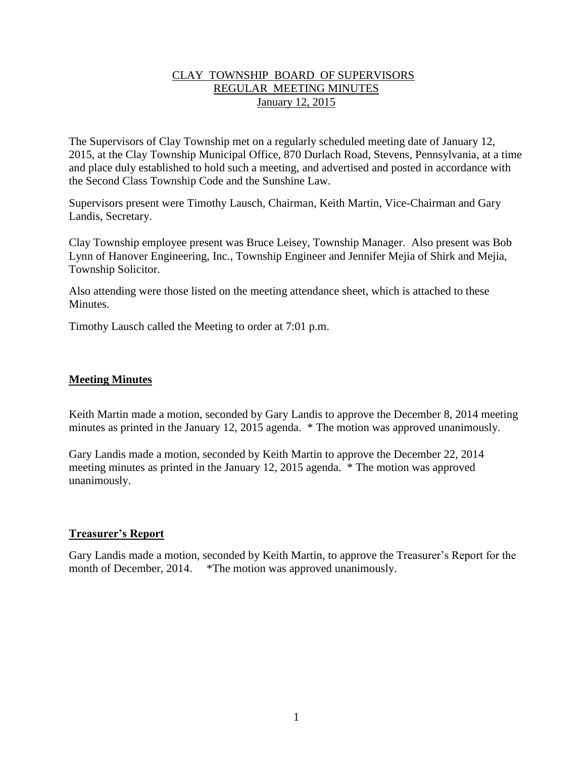# CLAY TOWNSHIP BOARD OF SUPERVISORS
## REGULAR MEETING MINUTES
### January 12, 2015

The Supervisors of Clay Township met on a regularly scheduled meeting date of January 12, 2015, at the Clay Township Municipal Office, 870 Durlach Road, Stevens, Pennsylvania, at a time and place duly established to hold such a meeting, and advertised and posted in accordance with the Second Class Township Code and the Sunshine Law.

Supervisors present were Timothy Lausch, Chairman, Keith Martin, Vice-Chairman and Gary Landis, Secretary.

Clay Township employee present was Bruce Leisey, Township Manager. Also present was Bob Lynn of Hanover Engineering, Inc., Township Engineer and Jennifer Mejia of Shirk and Mejia, Township Solicitor.

Also attending were those listed on the meeting attendance sheet, which is attached to these Minutes.

Timothy Lausch called the Meeting to order at 7:01 p.m.

## Meeting Minutes

Keith Martin made a motion, seconded by Gary Landis to approve the December 8, 2014 meeting minutes as printed in the January 12, 2015 agenda. * The motion was approved unanimously.

Gary Landis made a motion, seconded by Keith Martin to approve the December 22, 2014 meeting minutes as printed in the January 12, 2015 agenda. * The motion was approved unanimously.

## Treasurer's Report

Gary Landis made a motion, seconded by Keith Martin, to approve the Treasurer's Report for the month of December, 2014. *The motion was approved unanimously.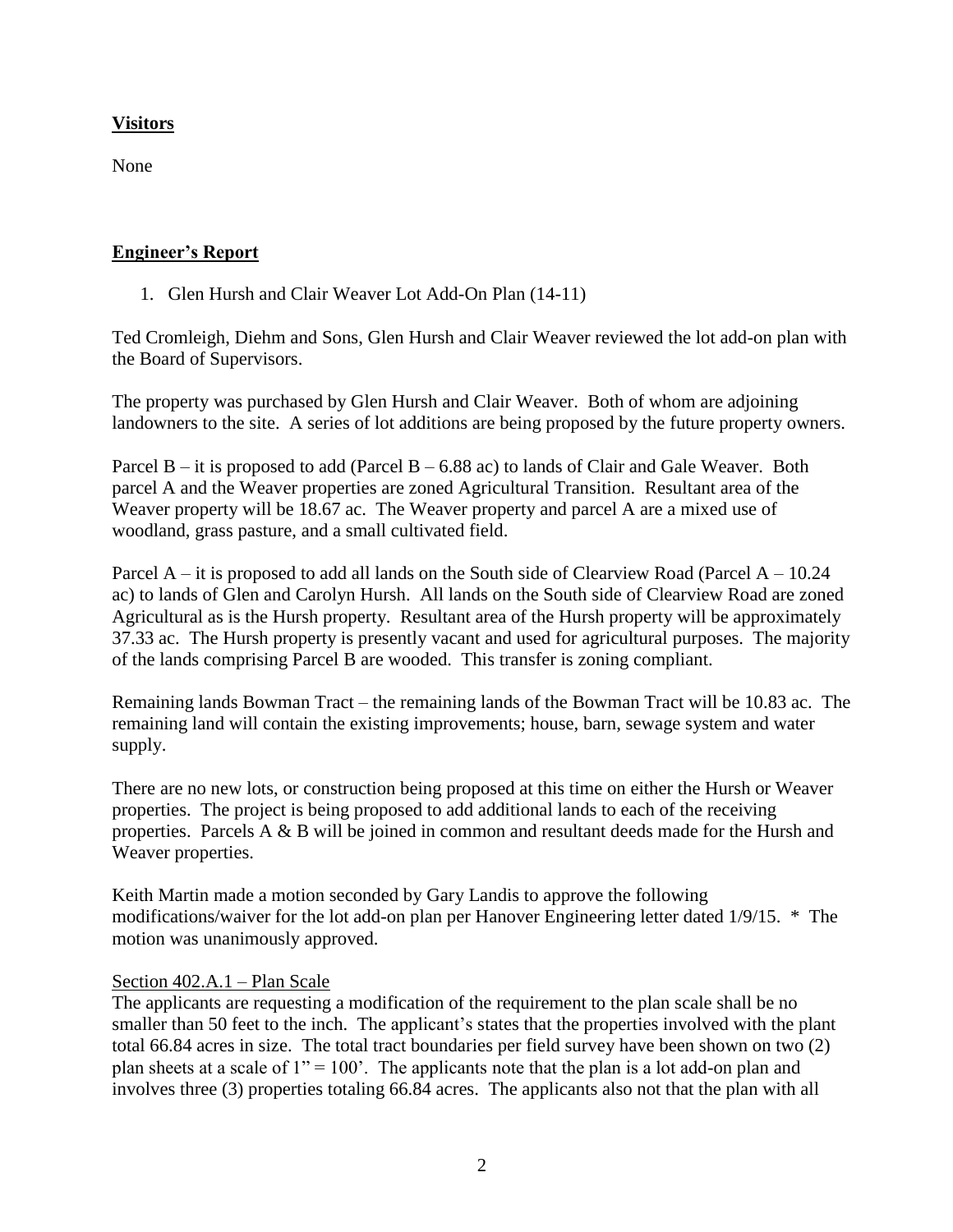**Visitors**

None

**Engineer's Report**

1. Glen Hursh and Clair Weaver Lot Add-On Plan (14-11)

Ted Cromleigh, Diehm and Sons, Glen Hursh and Clair Weaver reviewed the lot add-on plan with the Board of Supervisors.

The property was purchased by Glen Hursh and Clair Weaver. Both of whom are adjoining landowners to the site. A series of lot additions are being proposed by the future property owners.

Parcel B – it is proposed to add (Parcel B – 6.88 ac) to lands of Clair and Gale Weaver. Both parcel A and the Weaver properties are zoned Agricultural Transition. Resultant area of the Weaver property will be 18.67 ac. The Weaver property and parcel A are a mixed use of woodland, grass pasture, and a small cultivated field.

Parcel A – it is proposed to add all lands on the South side of Clearview Road (Parcel A – 10.24 ac) to lands of Glen and Carolyn Hursh. All lands on the South side of Clearview Road are zoned Agricultural as is the Hursh property. Resultant area of the Hursh property will be approximately 37.33 ac. The Hursh property is presently vacant and used for agricultural purposes. The majority of the lands comprising Parcel B are wooded. This transfer is zoning compliant.

Remaining lands Bowman Tract – the remaining lands of the Bowman Tract will be 10.83 ac. The remaining land will contain the existing improvements; house, barn, sewage system and water supply.

There are no new lots, or construction being proposed at this time on either the Hursh or Weaver properties. The project is being proposed to add additional lands to each of the receiving properties. Parcels A & B will be joined in common and resultant deeds made for the Hursh and Weaver properties.

Keith Martin made a motion seconded by Gary Landis to approve the following modifications/waiver for the lot add-on plan per Hanover Engineering letter dated 1/9/15. * The motion was unanimously approved.

Section 402.A.1 – Plan Scale

The applicants are requesting a modification of the requirement to the plan scale shall be no smaller than 50 feet to the inch. The applicant's states that the properties involved with the plant total 66.84 acres in size. The total tract boundaries per field survey have been shown on two (2) plan sheets at a scale of 1" = 100'. The applicants note that the plan is a lot add-on plan and involves three (3) properties totaling 66.84 acres. The applicants also not that the plan with all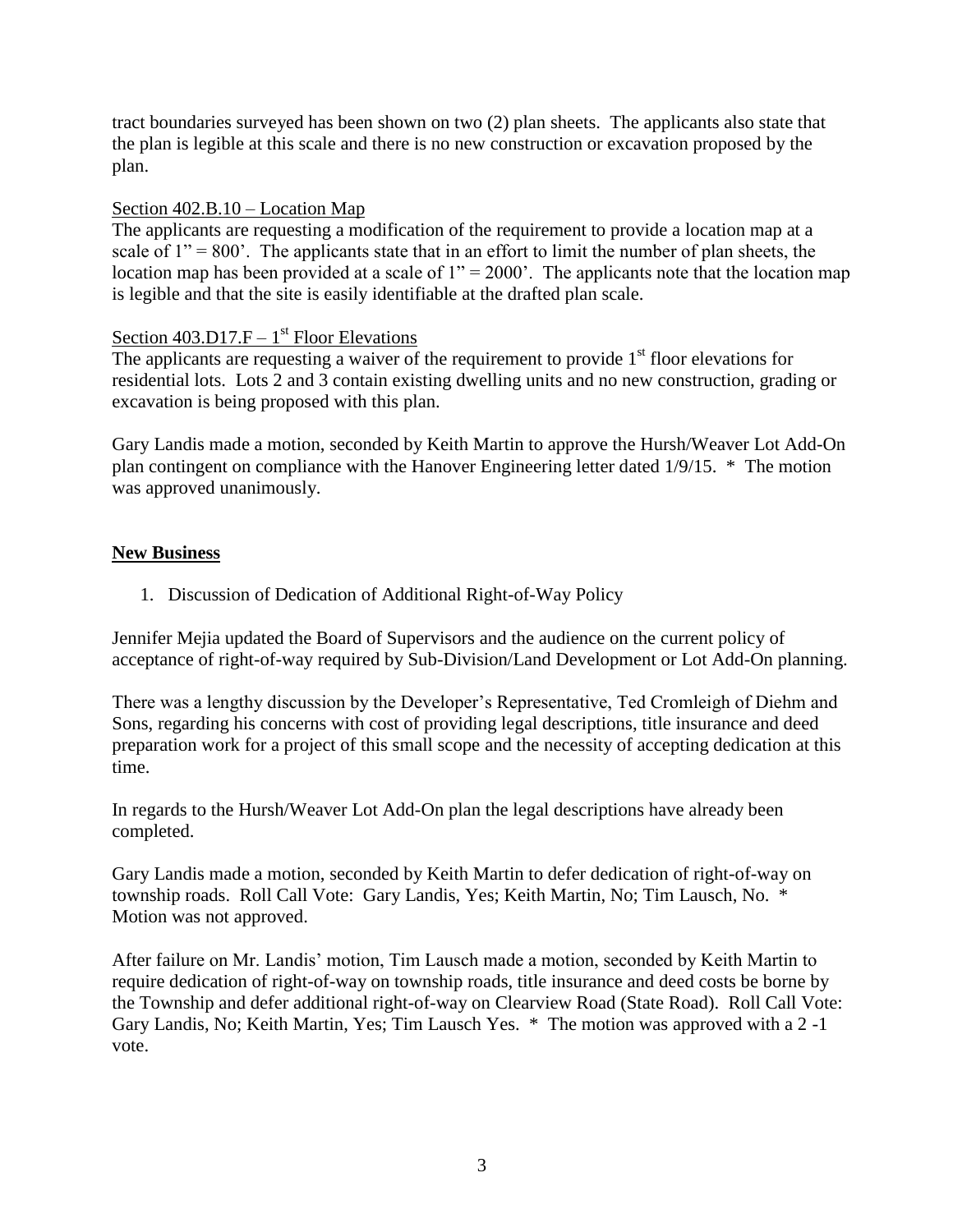tract boundaries surveyed has been shown on two (2) plan sheets. The applicants also state that the plan is legible at this scale and there is no new construction or excavation proposed by the plan.

Section 402.B.10 – Location Map

The applicants are requesting a modification of the requirement to provide a location map at a scale of 1" = 800'. The applicants state that in an effort to limit the number of plan sheets, the location map has been provided at a scale of 1" = 2000'. The applicants note that the location map is legible and that the site is easily identifiable at the drafted plan scale.

Section 403.D17.F – 1st Floor Elevations

The applicants are requesting a waiver of the requirement to provide 1st floor elevations for residential lots. Lots 2 and 3 contain existing dwelling units and no new construction, grading or excavation is being proposed with this plan.

Gary Landis made a motion, seconded by Keith Martin to approve the Hursh/Weaver Lot Add-On plan contingent on compliance with the Hanover Engineering letter dated 1/9/15. * The motion was approved unanimously.

**New Business**

1. Discussion of Dedication of Additional Right-of-Way Policy

Jennifer Mejia updated the Board of Supervisors and the audience on the current policy of acceptance of right-of-way required by Sub-Division/Land Development or Lot Add-On planning.

There was a lengthy discussion by the Developer's Representative, Ted Cromleigh of Diehm and Sons, regarding his concerns with cost of providing legal descriptions, title insurance and deed preparation work for a project of this small scope and the necessity of accepting dedication at this time.

In regards to the Hursh/Weaver Lot Add-On plan the legal descriptions have already been completed.

Gary Landis made a motion, seconded by Keith Martin to defer dedication of right-of-way on township roads. Roll Call Vote: Gary Landis, Yes; Keith Martin, No; Tim Lausch, No. * Motion was not approved.

After failure on Mr. Landis' motion, Tim Lausch made a motion, seconded by Keith Martin to require dedication of right-of-way on township roads, title insurance and deed costs be borne by the Township and defer additional right-of-way on Clearview Road (State Road). Roll Call Vote: Gary Landis, No; Keith Martin, Yes; Tim Lausch Yes. * The motion was approved with a 2 -1 vote.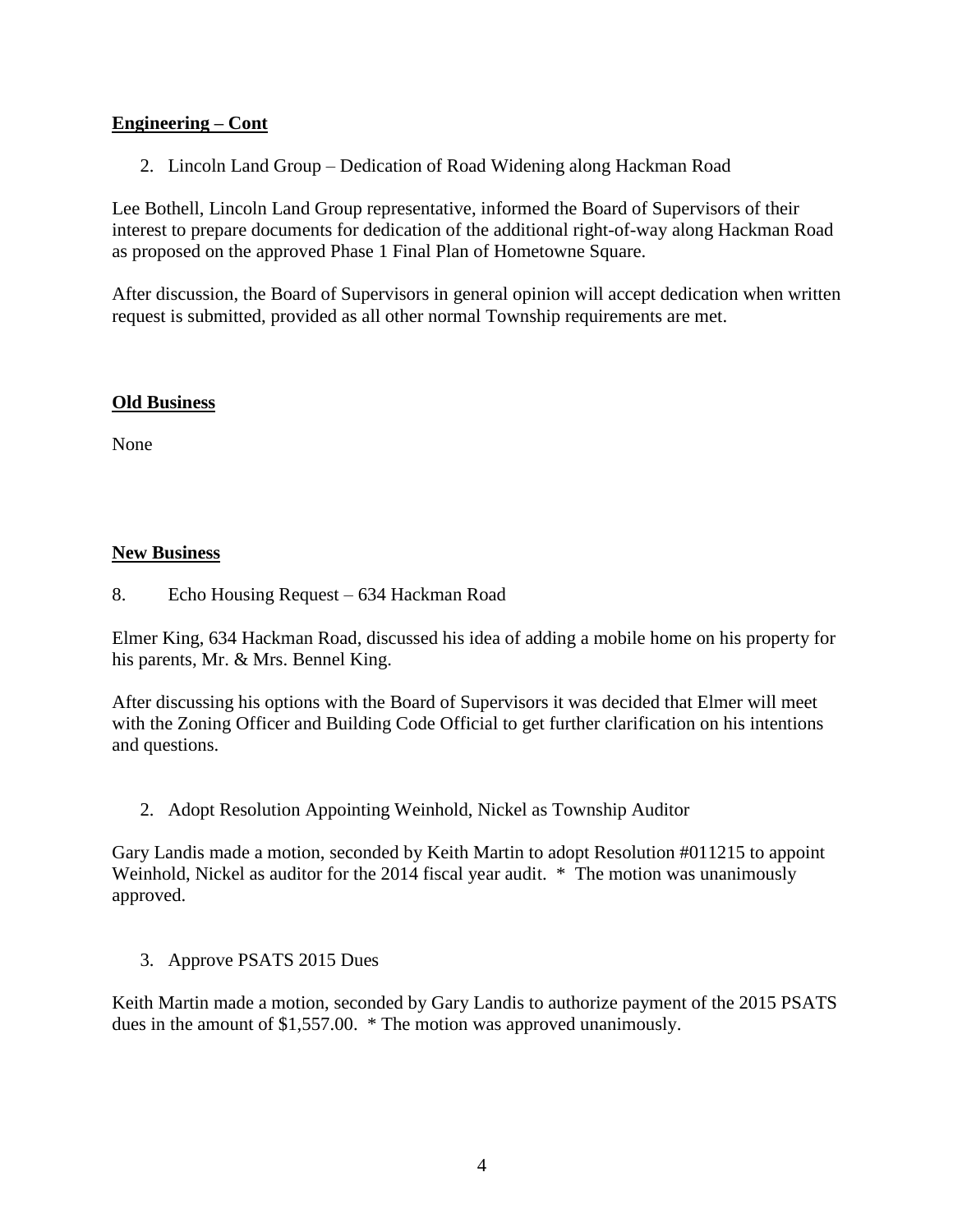**Engineering – Cont**

2. Lincoln Land Group – Dedication of Road Widening along Hackman Road

Lee Bothell, Lincoln Land Group representative, informed the Board of Supervisors of their interest to prepare documents for dedication of the additional right-of-way along Hackman Road as proposed on the approved Phase 1 Final Plan of Hometowne Square.

After discussion, the Board of Supervisors in general opinion will accept dedication when written request is submitted, provided as all other normal Township requirements are met.

**Old Business**

None

**New Business**

8. Echo Housing Request – 634 Hackman Road

Elmer King, 634 Hackman Road, discussed his idea of adding a mobile home on his property for his parents, Mr. & Mrs. Bennel King.

After discussing his options with the Board of Supervisors it was decided that Elmer will meet with the Zoning Officer and Building Code Official to get further clarification on his intentions and questions.

2. Adopt Resolution Appointing Weinhold, Nickel as Township Auditor

Gary Landis made a motion, seconded by Keith Martin to adopt Resolution #011215 to appoint Weinhold, Nickel as auditor for the 2014 fiscal year audit. * The motion was unanimously approved.

3. Approve PSATS 2015 Dues

Keith Martin made a motion, seconded by Gary Landis to authorize payment of the 2015 PSATS dues in the amount of $1,557.00. * The motion was approved unanimously.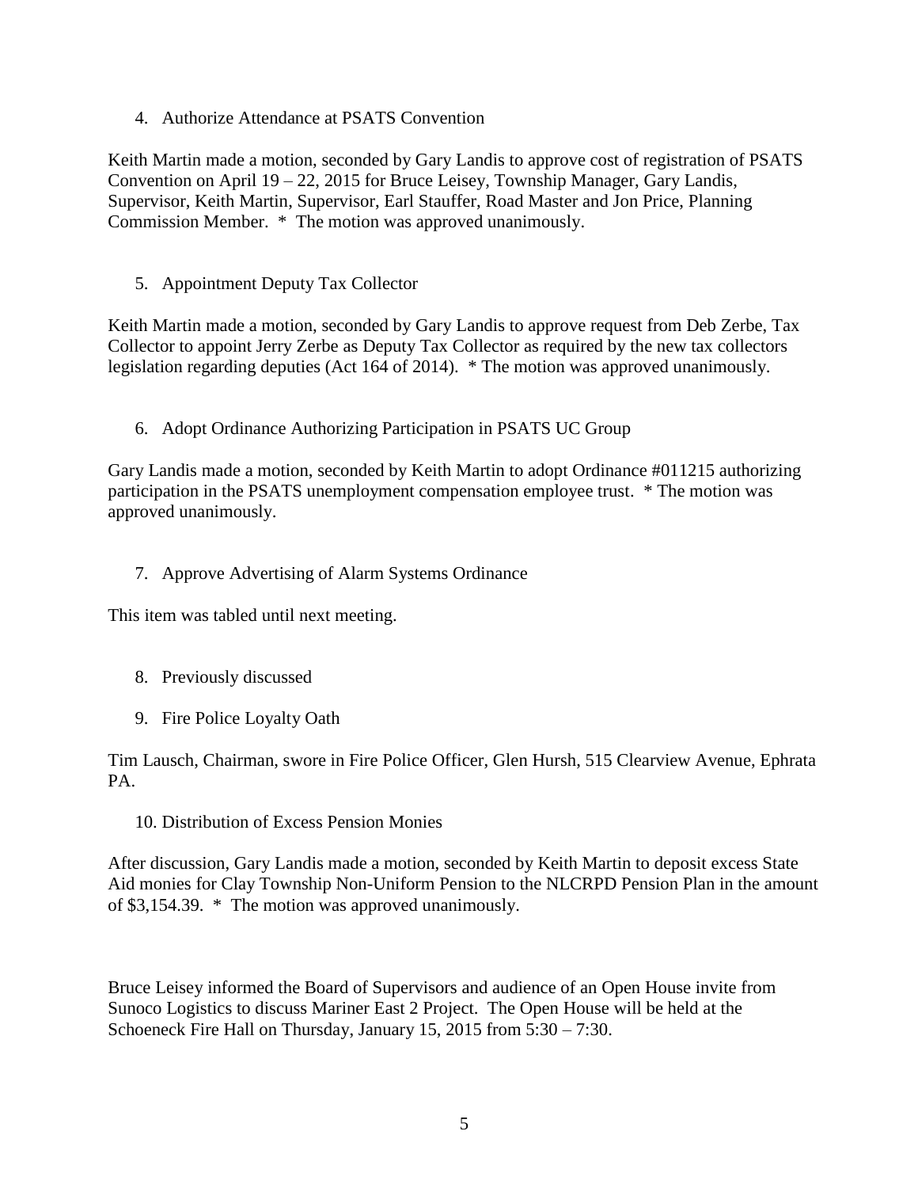4. Authorize Attendance at PSATS Convention

Keith Martin made a motion, seconded by Gary Landis to approve cost of registration of PSATS Convention on April 19 – 22, 2015 for Bruce Leisey, Township Manager, Gary Landis, Supervisor, Keith Martin, Supervisor, Earl Stauffer, Road Master and Jon Price, Planning Commission Member. * The motion was approved unanimously.

5. Appointment Deputy Tax Collector

Keith Martin made a motion, seconded by Gary Landis to approve request from Deb Zerbe, Tax Collector to appoint Jerry Zerbe as Deputy Tax Collector as required by the new tax collectors legislation regarding deputies (Act 164 of 2014). * The motion was approved unanimously.

6. Adopt Ordinance Authorizing Participation in PSATS UC Group

Gary Landis made a motion, seconded by Keith Martin to adopt Ordinance #011215 authorizing participation in the PSATS unemployment compensation employee trust. * The motion was approved unanimously.

7. Approve Advertising of Alarm Systems Ordinance

This item was tabled until next meeting.

8. Previously discussed

9. Fire Police Loyalty Oath

Tim Lausch, Chairman, swore in Fire Police Officer, Glen Hursh, 515 Clearview Avenue, Ephrata PA.

10. Distribution of Excess Pension Monies

After discussion, Gary Landis made a motion, seconded by Keith Martin to deposit excess State Aid monies for Clay Township Non-Uniform Pension to the NLCRPD Pension Plan in the amount of $3,154.39. * The motion was approved unanimously.

Bruce Leisey informed the Board of Supervisors and audience of an Open House invite from Sunoco Logistics to discuss Mariner East 2 Project. The Open House will be held at the Schoeneck Fire Hall on Thursday, January 15, 2015 from 5:30 – 7:30.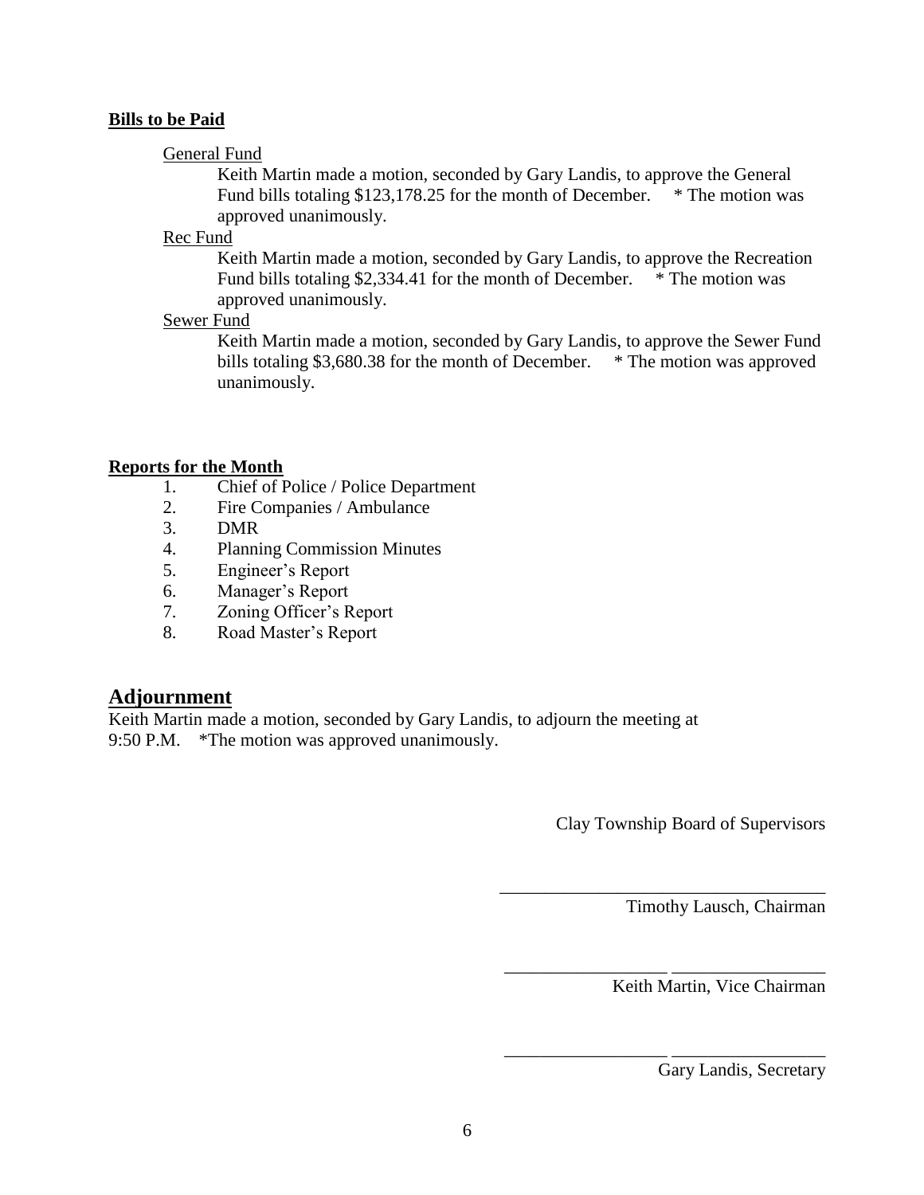**Bills to be Paid**

General Fund

Keith Martin made a motion, seconded by Gary Landis, to approve the General Fund bills totaling $123,178.25 for the month of December. * The motion was approved unanimously.

Rec Fund

Keith Martin made a motion, seconded by Gary Landis, to approve the Recreation Fund bills totaling $2,334.41 for the month of December. * The motion was approved unanimously.

Sewer Fund

Keith Martin made a motion, seconded by Gary Landis, to approve the Sewer Fund bills totaling $3,680.38 for the month of December. * The motion was approved unanimously.

**Reports for the Month**

1. Chief of Police / Police Department
2. Fire Companies / Ambulance
3. DMR
4. Planning Commission Minutes
5. Engineer's Report
6. Manager's Report
7. Zoning Officer's Report
8. Road Master's Report

## Adjournment

Keith Martin made a motion, seconded by Gary Landis, to adjourn the meeting at 9:50 P.M. *The motion was approved unanimously.

Clay Township Board of Supervisors

_____________________________________
Timothy Lausch, Chairman

__________________ ________________
Keith Martin, Vice Chairman

__________________ ________________
Gary Landis, Secretary